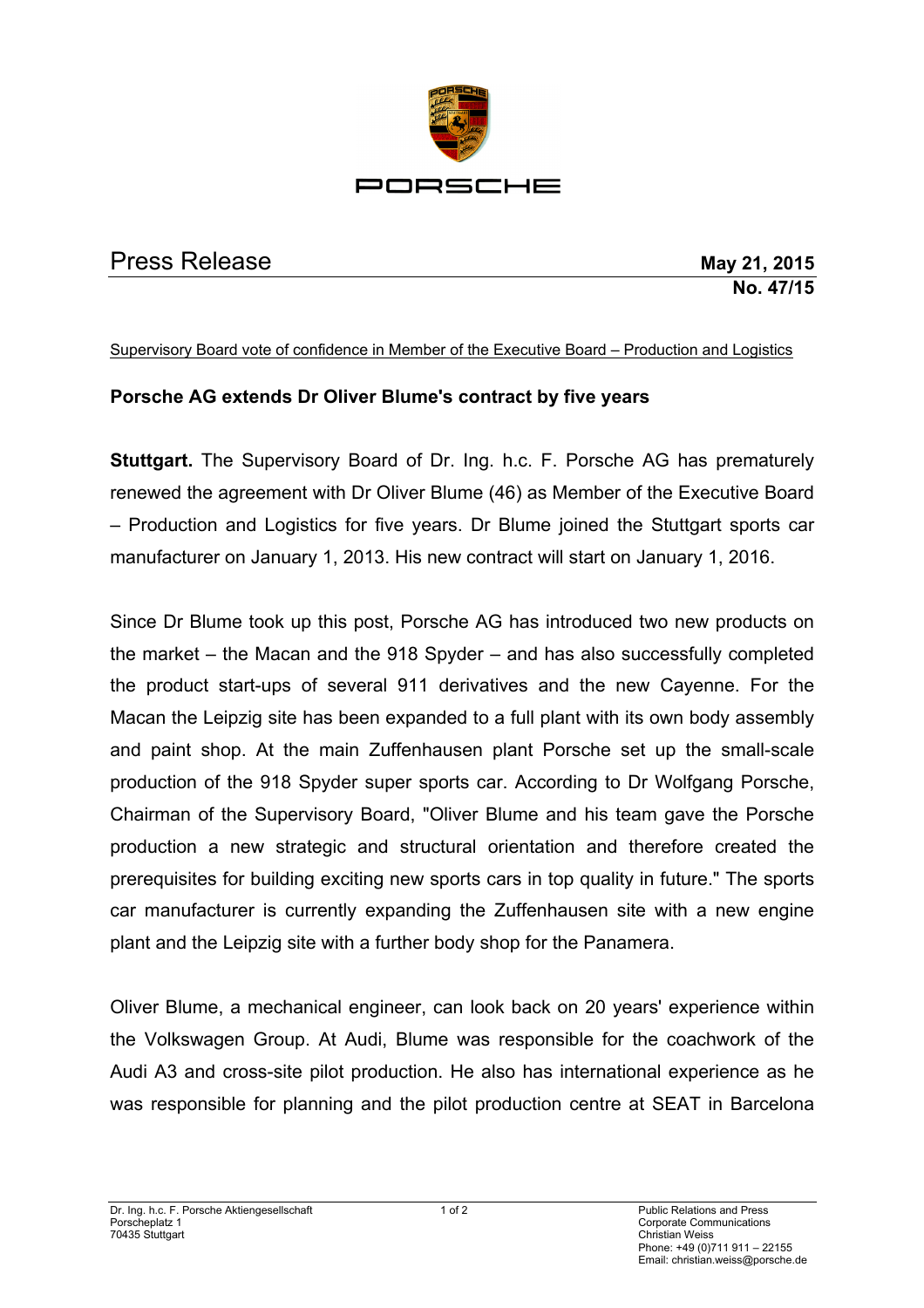PORSCHE

# Press Release

**May 21, 2015**
**No. 47/15**

Supervisory Board vote of confidence in Member of the Executive Board – Production and Logistics

## Porsche AG extends Dr Oliver Blume's contract by five years

**Stuttgart.** The Supervisory Board of Dr. Ing. h.c. F. Porsche AG has prematurely renewed the agreement with Dr Oliver Blume (46) as Member of the Executive Board – Production and Logistics for five years. Dr Blume joined the Stuttgart sports car manufacturer on January 1, 2013. His new contract will start on January 1, 2016.

Since Dr Blume took up this post, Porsche AG has introduced two new products on the market – the Macan and the 918 Spyder – and has also successfully completed the product start-ups of several 911 derivatives and the new Cayenne. For the Macan the Leipzig site has been expanded to a full plant with its own body assembly and paint shop. At the main Zuffenhausen plant Porsche set up the small-scale production of the 918 Spyder super sports car. According to Dr Wolfgang Porsche, Chairman of the Supervisory Board, "Oliver Blume and his team gave the Porsche production a new strategic and structural orientation and therefore created the prerequisites for building exciting new sports cars in top quality in future." The sports car manufacturer is currently expanding the Zuffenhausen site with a new engine plant and the Leipzig site with a further body shop for the Panamera.

Oliver Blume, a mechanical engineer, can look back on 20 years' experience within the Volkswagen Group. At Audi, Blume was responsible for the coachwork of the Audi A3 and cross-site pilot production. He also has international experience as he was responsible for planning and the pilot production centre at SEAT in Barcelona

Dr. Ing. h.c. F. Porsche Aktiengesellschaft
Porscheplatz 1
70435 Stuttgart

Public Relations and Press
Corporate Communications
Christian Weiss
Phone: +49 (0)711 911 – 22155
Email: christian.weiss@porsche.de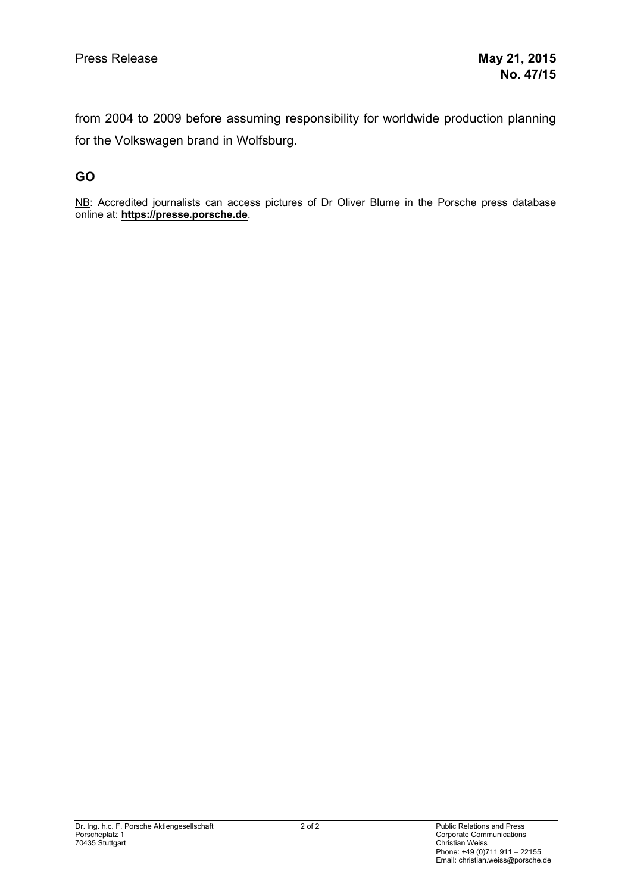from 2004 to 2009 before assuming responsibility for worldwide production planning for the Volkswagen brand in Wolfsburg.

**GO**

NB: Accredited journalists can access pictures of Dr Oliver Blume in the Porsche press database online at: **https://presse.porsche.de**.

Dr. Ing. h.c. F. Porsche Aktiengesellschaft
Porscheplatz 1
70435 Stuttgart

Public Relations and Press
Corporate Communications
Christian Weiss
Phone: +49 (0)711 911 – 22155
Email: christian.weiss@porsche.de